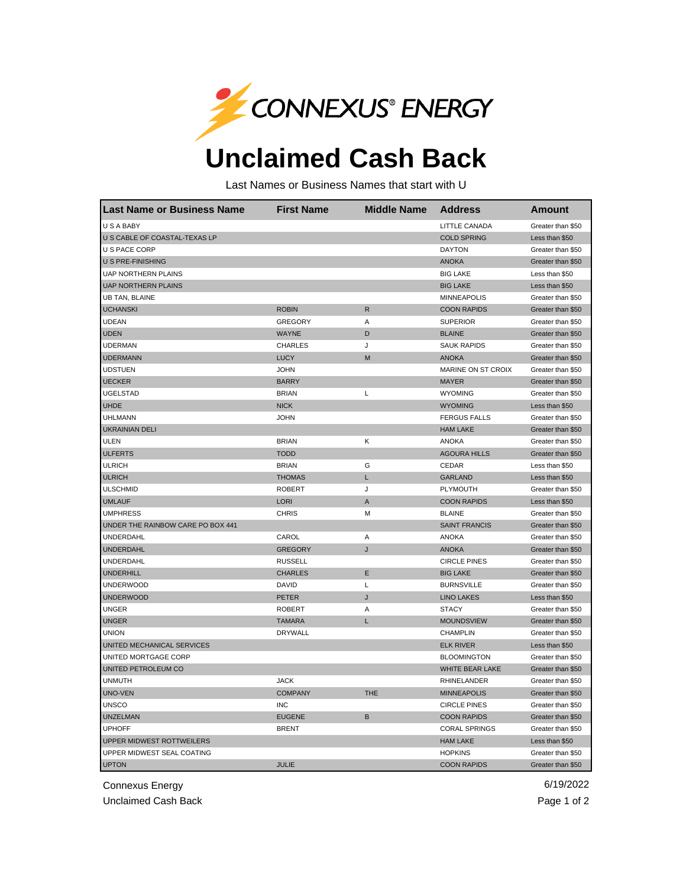CONNEXUS® ENERGY

# Unclaimed Cash Back

Last Names or Business Names that start with U

| Last Name or Business Name | First Name | Middle Name | Address | Amount |
|---|---|---|---|---|
| U S A BABY | | | LITTLE CANADA | Greater than $50 |
| U S CABLE OF COASTAL-TEXAS LP | | | COLD SPRING | Less than $50 |
| U S PACE CORP | | | DAYTON | Greater than $50 |
| U S PRE-FINISHING | | | ANOKA | Greater than $50 |
| UAP NORTHERN PLAINS | | | BIG LAKE | Less than $50 |
| UAP NORTHERN PLAINS | | | BIG LAKE | Less than $50 |
| UB TAN, BLAINE | | | MINNEAPOLIS | Greater than $50 |
| UCHANSKI | ROBIN | R | COON RAPIDS | Greater than $50 |
| UDEAN | GREGORY | A | SUPERIOR | Greater than $50 |
| UDEN | WAYNE | D | BLAINE | Greater than $50 |
| UDERMAN | CHARLES | J | SAUK RAPIDS | Greater than $50 |
| UDERMANN | LUCY | M | ANOKA | Greater than $50 |
| UDSTUEN | JOHN | | MARINE ON ST CROIX | Greater than $50 |
| UECKER | BARRY | | MAYER | Greater than $50 |
| UGELSTAD | BRIAN | L | WYOMING | Greater than $50 |
| UHDE | NICK | | WYOMING | Less than $50 |
| UHLMANN | JOHN | | FERGUS FALLS | Greater than $50 |
| UKRAINIAN DELI | | | HAM LAKE | Greater than $50 |
| ULEN | BRIAN | K | ANOKA | Greater than $50 |
| ULFERTS | TODD | | AGOURA HILLS | Greater than $50 |
| ULRICH | BRIAN | G | CEDAR | Less than $50 |
| ULRICH | THOMAS | L | GARLAND | Less than $50 |
| ULSCHMID | ROBERT | J | PLYMOUTH | Greater than $50 |
| UMLAUF | LORI | A | COON RAPIDS | Less than $50 |
| UMPHRESS | CHRIS | M | BLAINE | Greater than $50 |
| UNDER THE RAINBOW CARE PO BOX 441 | | | SAINT FRANCIS | Greater than $50 |
| UNDERDAHL | CAROL | A | ANOKA | Greater than $50 |
| UNDERDAHL | GREGORY | J | ANOKA | Greater than $50 |
| UNDERDAHL | RUSSELL | | CIRCLE PINES | Greater than $50 |
| UNDERHILL | CHARLES | E | BIG LAKE | Greater than $50 |
| UNDERWOOD | DAVID | L | BURNSVILLE | Greater than $50 |
| UNDERWOOD | PETER | J | LINO LAKES | Less than $50 |
| UNGER | ROBERT | A | STACY | Greater than $50 |
| UNGER | TAMARA | L | MOUNDSVIEW | Greater than $50 |
| UNION | DRYWALL | | CHAMPLIN | Greater than $50 |
| UNITED MECHANICAL SERVICES | | | ELK RIVER | Less than $50 |
| UNITED MORTGAGE CORP | | | BLOOMINGTON | Greater than $50 |
| UNITED PETROLEUM CO | | | WHITE BEAR LAKE | Greater than $50 |
| UNMUTH | JACK | | RHINELANDER | Greater than $50 |
| UNO-VEN | COMPANY | THE | MINNEAPOLIS | Greater than $50 |
| UNSCO | INC | | CIRCLE PINES | Greater than $50 |
| UNZELMAN | EUGENE | B | COON RAPIDS | Greater than $50 |
| UPHOFF | BRENT | | CORAL SPRINGS | Greater than $50 |
| UPPER MIDWEST ROTTWEILERS | | | HAM LAKE | Less than $50 |
| UPPER MIDWEST SEAL COATING | | | HOPKINS | Greater than $50 |
| UPTON | JULIE | | COON RAPIDS | Greater than $50 |

Connexus Energy
Unclaimed Cash Back

6/19/2022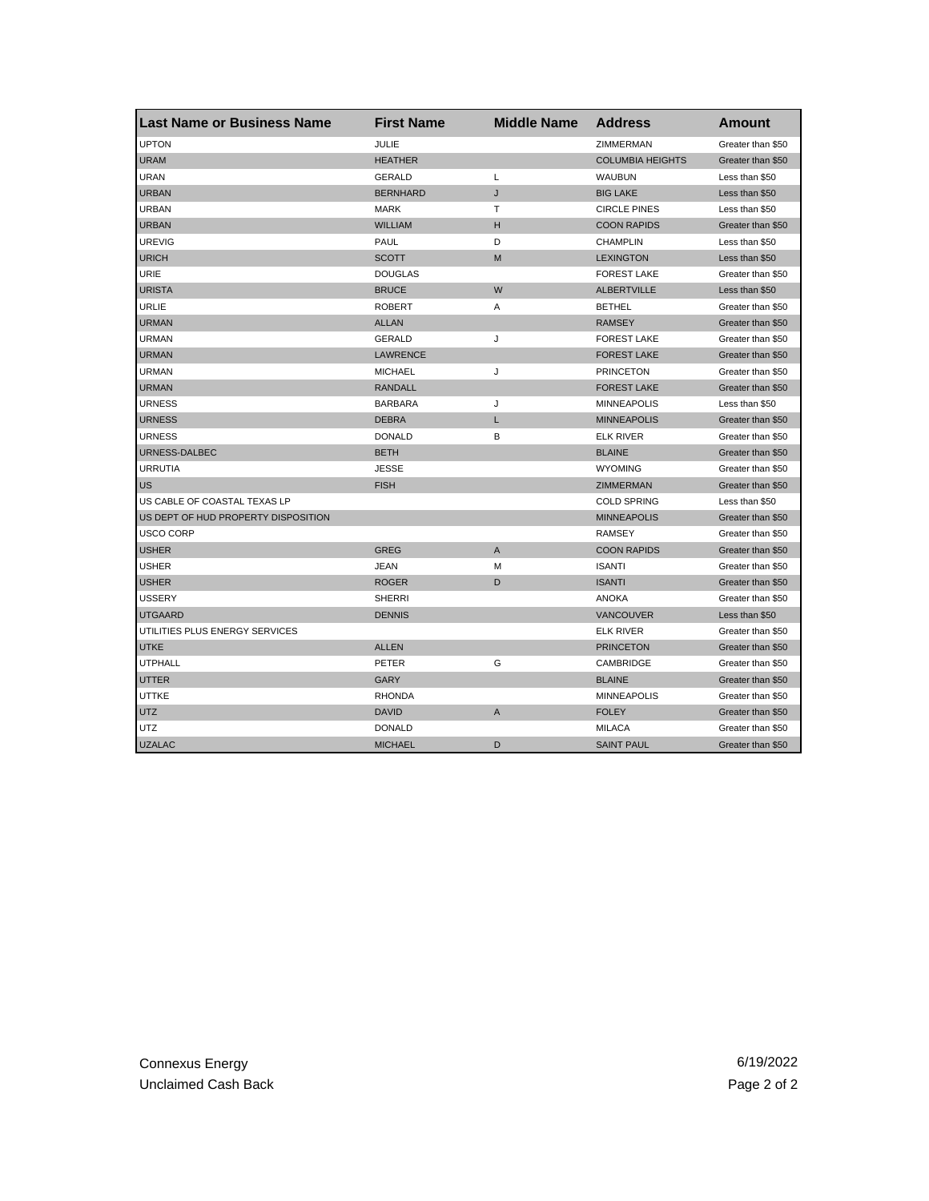| Last Name or Business Name | First Name | Middle Name | Address | Amount |
|---|---|---|---|---|
| UPTON | JULIE | | ZIMMERMAN | Greater than $50 |
| URAM | HEATHER | | COLUMBIA HEIGHTS | Greater than $50 |
| URAN | GERALD | L | WAUBUN | Less than $50 |
| URBAN | BERNHARD | J | BIG LAKE | Less than $50 |
| URBAN | MARK | T | CIRCLE PINES | Less than $50 |
| URBAN | WILLIAM | H | COON RAPIDS | Greater than $50 |
| UREVIG | PAUL | D | CHAMPLIN | Less than $50 |
| URICH | SCOTT | M | LEXINGTON | Less than $50 |
| URIE | DOUGLAS | | FOREST LAKE | Greater than $50 |
| URISTA | BRUCE | W | ALBERTVILLE | Less than $50 |
| URLIE | ROBERT | A | BETHEL | Greater than $50 |
| URMAN | ALLAN | | RAMSEY | Greater than $50 |
| URMAN | GERALD | J | FOREST LAKE | Greater than $50 |
| URMAN | LAWRENCE | | FOREST LAKE | Greater than $50 |
| URMAN | MICHAEL | J | PRINCETON | Greater than $50 |
| URMAN | RANDALL | | FOREST LAKE | Greater than $50 |
| URNESS | BARBARA | J | MINNEAPOLIS | Less than $50 |
| URNESS | DEBRA | L | MINNEAPOLIS | Greater than $50 |
| URNESS | DONALD | B | ELK RIVER | Greater than $50 |
| URNESS-DALBEC | BETH | | BLAINE | Greater than $50 |
| URRUTIA | JESSE | | WYOMING | Greater than $50 |
| US | FISH | | ZIMMERMAN | Greater than $50 |
| US CABLE OF COASTAL TEXAS LP | | | COLD SPRING | Less than $50 |
| US DEPT OF HUD PROPERTY DISPOSITION | | | MINNEAPOLIS | Greater than $50 |
| USCO CORP | | | RAMSEY | Greater than $50 |
| USHER | GREG | A | COON RAPIDS | Greater than $50 |
| USHER | JEAN | M | ISANTI | Greater than $50 |
| USHER | ROGER | D | ISANTI | Greater than $50 |
| USSERY | SHERRI | | ANOKA | Greater than $50 |
| UTGAARD | DENNIS | | VANCOUVER | Less than $50 |
| UTILITIES PLUS ENERGY SERVICES | | | ELK RIVER | Greater than $50 |
| UTKE | ALLEN | | PRINCETON | Greater than $50 |
| UTPHALL | PETER | G | CAMBRIDGE | Greater than $50 |
| UTTER | GARY | | BLAINE | Greater than $50 |
| UTTKE | RHONDA | | MINNEAPOLIS | Greater than $50 |
| UTZ | DAVID | A | FOLEY | Greater than $50 |
| UTZ | DONALD | | MILACA | Greater than $50 |
| UZALAC | MICHAEL | D | SAINT PAUL | Greater than $50 |

Connexus Energy
Unclaimed Cash Back

6/19/2022